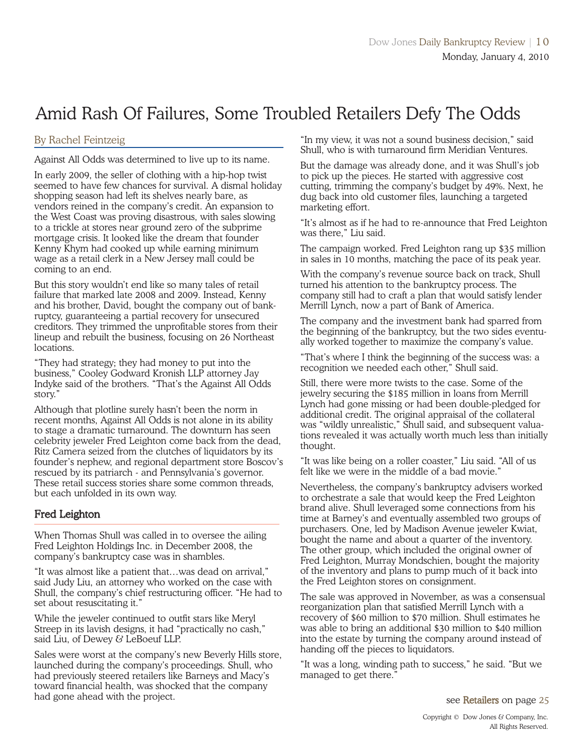# Amid Rash Of Failures, Some Troubled Retailers Defy The Odds

By Rachel Feintzeig

Against All Odds was determined to live up to its name.

In early 2009, the seller of clothing with a hip-hop twist seemed to have few chances for survival. A dismal holiday shopping season had left its shelves nearly bare, as vendors reined in the company's credit. An expansion to the West Coast was proving disastrous, with sales slowing to a trickle at stores near ground zero of the subprime mortgage crisis. It looked like the dream that founder Kenny Khym had cooked up while earning minimum wage as a retail clerk in a New Jersey mall could be coming to an end.

But this story wouldn't end like so many tales of retail failure that marked late 2008 and 2009. Instead, Kenny and his brother, David, bought the company out of bankruptcy, guaranteeing a partial recovery for unsecured creditors. They trimmed the unprofitable stores from their lineup and rebuilt the business, focusing on 26 Northeast locations.

"They had strategy; they had money to put into the business," Cooley Godward Kronish LLP attorney Jay Indyke said of the brothers. "That's the Against All Odds story."

Although that plotline surely hasn't been the norm in recent months, Against All Odds is not alone in its ability to stage a dramatic turnaround. The downturn has seen celebrity jeweler Fred Leighton come back from the dead, Ritz Camera seized from the clutches of liquidators by its founder's nephew, and regional department store Boscov's rescued by its patriarch - and Pennsylvania's governor. These retail success stories share some common threads, but each unfolded in its own way.

## Fred Leighton

When Thomas Shull was called in to oversee the ailing Fred Leighton Holdings Inc. in December 2008, the company's bankruptcy case was in shambles.

"It was almost like a patient that…was dead on arrival," said Judy Liu, an attorney who worked on the case with Shull, the company's chief restructuring officer. "He had to set about resuscitating it."

While the jeweler continued to outfit stars like Meryl Streep in its lavish designs, it had "practically no cash," said Liu, of Dewey & LeBoeuf LLP.

Sales were worst at the company's new Beverly Hills store, launched during the company's proceedings. Shull, who had previously steered retailers like Barneys and Macy's toward financial health, was shocked that the company had gone ahead with the project.

"In my view, it was not a sound business decision," said Shull, who is with turnaround firm Meridian Ventures.

But the damage was already done, and it was Shull's job to pick up the pieces. He started with aggressive cost cutting, trimming the company's budget by 49%. Next, he dug back into old customer files, launching a targeted marketing effort.

"It's almost as if he had to re-announce that Fred Leighton was there," Liu said.

The campaign worked. Fred Leighton rang up $35 million in sales in 10 months, matching the pace of its peak year.

With the company's revenue source back on track, Shull turned his attention to the bankruptcy process. The company still had to craft a plan that would satisfy lender Merrill Lynch, now a part of Bank of America.

The company and the investment bank had sparred from the beginning of the bankruptcy, but the two sides eventually worked together to maximize the company's value.

"That's where I think the beginning of the success was: a recognition we needed each other," Shull said.

Still, there were more twists to the case. Some of the jewelry securing the $185 million in loans from Merrill Lynch had gone missing or had been double-pledged for additional credit. The original appraisal of the collateral was "wildly unrealistic," Shull said, and subsequent valuations revealed it was actually worth much less than initially thought.

"It was like being on a roller coaster," Liu said. "All of us felt like we were in the middle of a bad movie."

Nevertheless, the company's bankruptcy advisers worked to orchestrate a sale that would keep the Fred Leighton brand alive. Shull leveraged some connections from his time at Barney's and eventually assembled two groups of purchasers. One, led by Madison Avenue jeweler Kwiat, bought the name and about a quarter of the inventory. The other group, which included the original owner of Fred Leighton, Murray Mondschien, bought the majority of the inventory and plans to pump much of it back into the Fred Leighton stores on consignment.

The sale was approved in November, as was a consensual reorganization plan that satisfied Merrill Lynch with a recovery of $60 million to $70 million. Shull estimates he was able to bring an additional $30 million to $40 million into the estate by turning the company around instead of handing off the pieces to liquidators.

"It was a long, winding path to success," he said. "But we managed to get there."

see Retailers on page 25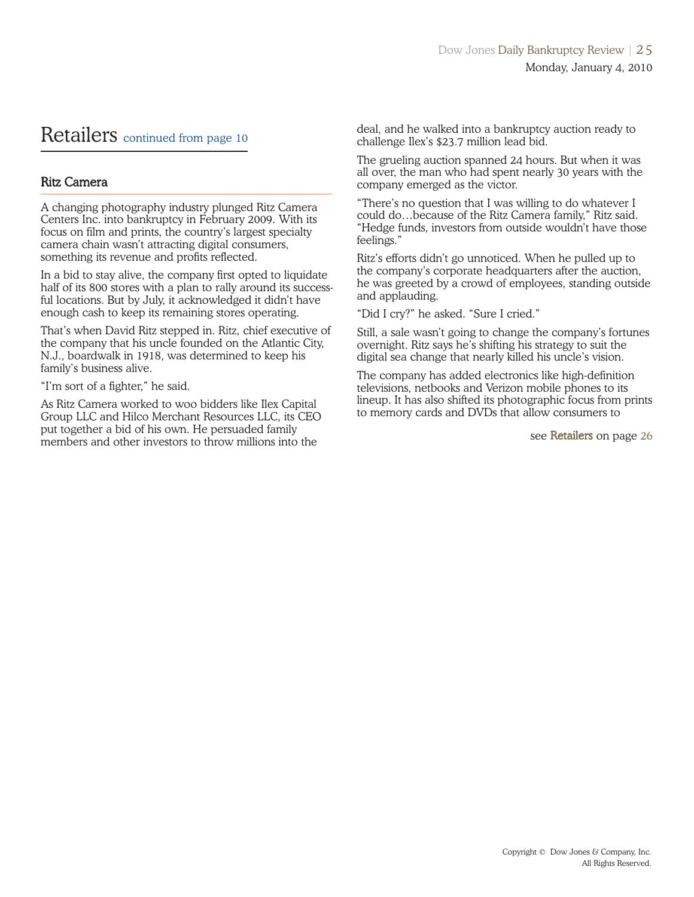# Retailers continued from page 10

## Ritz Camera

A changing photography industry plunged Ritz Camera Centers Inc. into bankruptcy in February 2009. With its focus on film and prints, the country's largest specialty camera chain wasn't attracting digital consumers, something its revenue and profits reflected.

In a bid to stay alive, the company first opted to liquidate half of its 800 stores with a plan to rally around its successful locations. But by July, it acknowledged it didn't have enough cash to keep its remaining stores operating.

That's when David Ritz stepped in. Ritz, chief executive of the company that his uncle founded on the Atlantic City, N.J., boardwalk in 1918, was determined to keep his family's business alive.

"I'm sort of a fighter," he said.

As Ritz Camera worked to woo bidders like Ilex Capital Group LLC and Hilco Merchant Resources LLC, its CEO put together a bid of his own. He persuaded family members and other investors to throw millions into the deal, and he walked into a bankruptcy auction ready to challenge Ilex's $23.7 million lead bid.

The grueling auction spanned 24 hours. But when it was all over, the man who had spent nearly 30 years with the company emerged as the victor.

"There's no question that I was willing to do whatever I could do…because of the Ritz Camera family," Ritz said. "Hedge funds, investors from outside wouldn't have those feelings."

Ritz's efforts didn't go unnoticed. When he pulled up to the company's corporate headquarters after the auction, he was greeted by a crowd of employees, standing outside and applauding.

"Did I cry?" he asked. "Sure I cried."

Still, a sale wasn't going to change the company's fortunes overnight. Ritz says he's shifting his strategy to suit the digital sea change that nearly killed his uncle's vision.

The company has added electronics like high-definition televisions, netbooks and Verizon mobile phones to its lineup. It has also shifted its photographic focus from prints to memory cards and DVDs that allow consumers to

see Retailers on page 26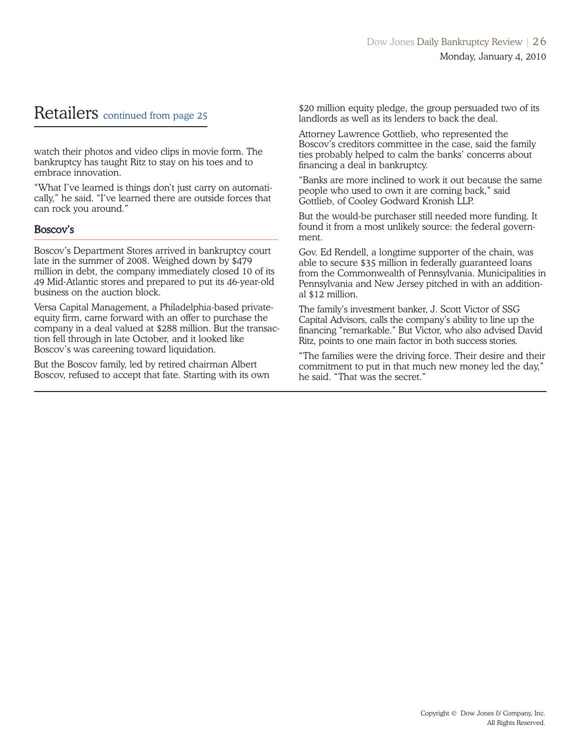# Retailers continued from page 25

watch their photos and video clips in movie form. The bankruptcy has taught Ritz to stay on his toes and to embrace innovation.

"What I've learned is things don't just carry on automatically," he said. "I've learned there are outside forces that can rock you around."

## Boscov's

Boscov's Department Stores arrived in bankruptcy court late in the summer of 2008. Weighed down by $479 million in debt, the company immediately closed 10 of its 49 Mid-Atlantic stores and prepared to put its 46-year-old business on the auction block.

Versa Capital Management, a Philadelphia-based private-equity firm, came forward with an offer to purchase the company in a deal valued at $288 million. But the transaction fell through in late October, and it looked like Boscov's was careening toward liquidation.

But the Boscov family, led by retired chairman Albert Boscov, refused to accept that fate. Starting with its own $20 million equity pledge, the group persuaded two of its landlords as well as its lenders to back the deal.

Attorney Lawrence Gottlieb, who represented the Boscov's creditors committee in the case, said the family ties probably helped to calm the banks' concerns about financing a deal in bankruptcy.

"Banks are more inclined to work it out because the same people who used to own it are coming back," said Gottlieb, of Cooley Godward Kronish LLP.

But the would-be purchaser still needed more funding. It found it from a most unlikely source: the federal government.

Gov. Ed Rendell, a longtime supporter of the chain, was able to secure $35 million in federally guaranteed loans from the Commonwealth of Pennsylvania. Municipalities in Pennsylvania and New Jersey pitched in with an additional $12 million.

The family's investment banker, J. Scott Victor of SSG Capital Advisors, calls the company's ability to line up the financing "remarkable." But Victor, who also advised David Ritz, points to one main factor in both success stories.

"The families were the driving force. Their desire and their commitment to put in that much new money led the day," he said. "That was the secret."